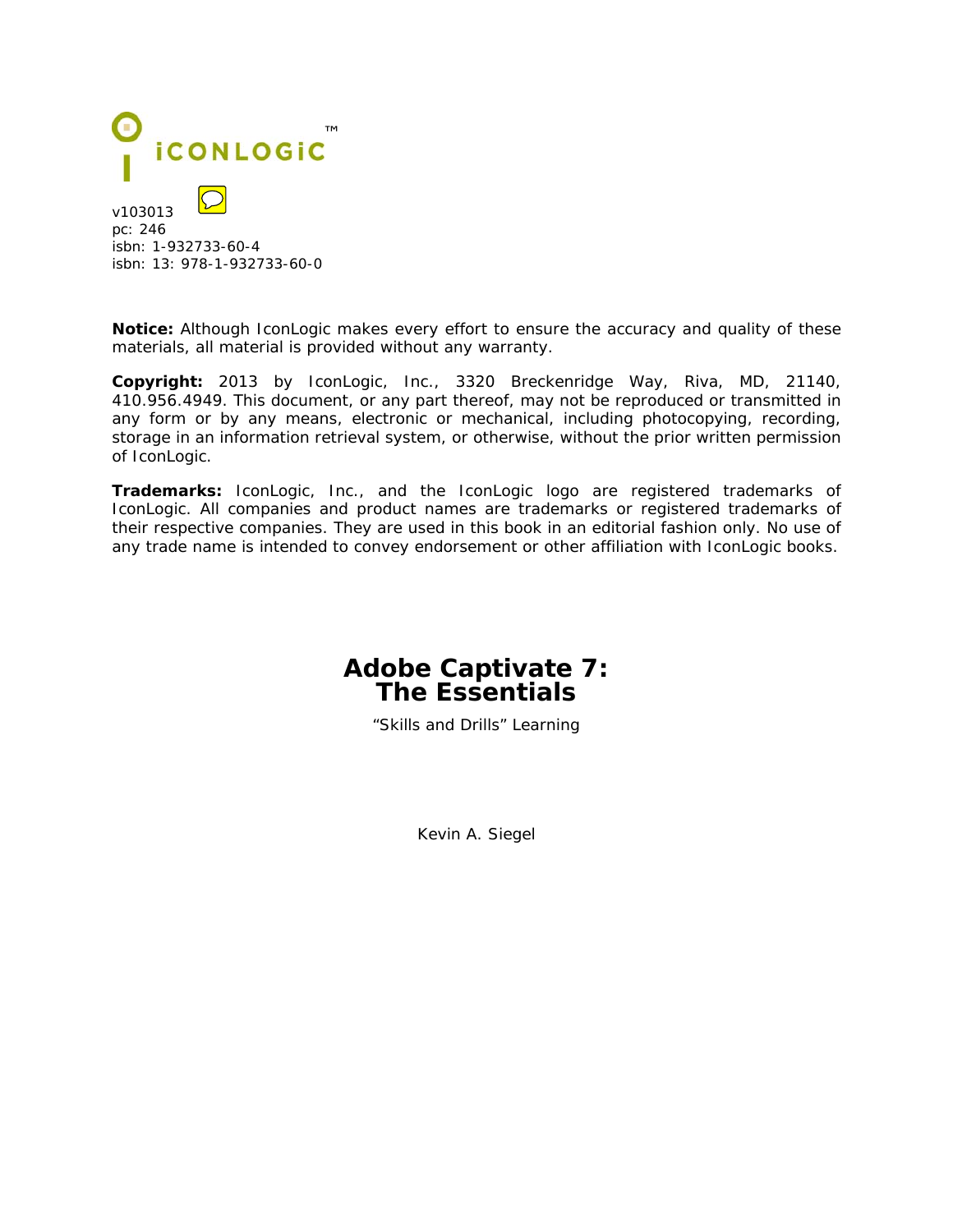ICONLOGIC™

v103013
pc: 246
isbn: 1-932733-60-4
isbn: 13: 978-1-932733-60-0

**Notice:** Although IconLogic makes every effort to ensure the accuracy and quality of these materials, all material is provided without any warranty.

**Copyright:** 2013 by IconLogic, Inc., 3320 Breckenridge Way, Riva, MD, 21140, 410.956.4949. This document, or any part thereof, may not be reproduced or transmitted in any form or by any means, electronic or mechanical, including photocopying, recording, storage in an information retrieval system, or otherwise, without the prior written permission of IconLogic.

**Trademarks:** IconLogic, Inc., and the IconLogic logo are registered trademarks of IconLogic. All companies and product names are trademarks or registered trademarks of their respective companies. They are used in this book in an editorial fashion only. No use of any trade name is intended to convey endorsement or other affiliation with IconLogic books.

# Adobe Captivate 7: The Essentials

"Skills and Drills" Learning

Kevin A. Siegel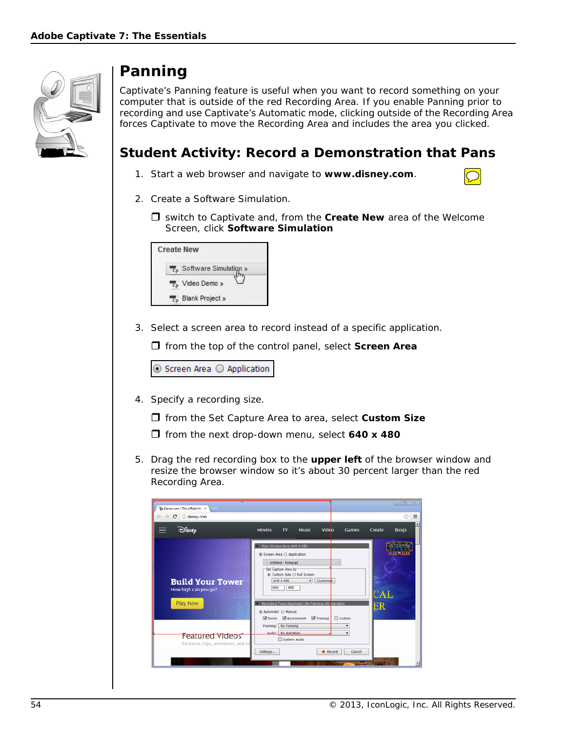# Panning

Captivate's Panning feature is useful when you want to record something on your computer that is outside of the red Recording Area. If you enable Panning prior to recording and use Captivate's Automatic mode, clicking outside of the Recording Area forces Captivate to move the Recording Area and includes the area you clicked.

## Student Activity: Record a Demonstration that Pans

1. Start a web browser and navigate to **www.disney.com**.

2. Create a Software Simulation.

   ❒ switch to Captivate and, from the **Create New** area of the Welcome Screen, click **Software Simulation**

3. Select a screen area to record instead of a specific application.

   ❒ from the top of the control panel, select **Screen Area**

4. Specify a recording size.

   ❒ from the Set Capture Area to area, select **Custom Size**

   ❒ from the next drop-down menu, select **640 x 480**

5. Drag the red recording box to the **upper left** of the browser window and resize the browser window so it's about 30 percent larger than the red Recording Area.